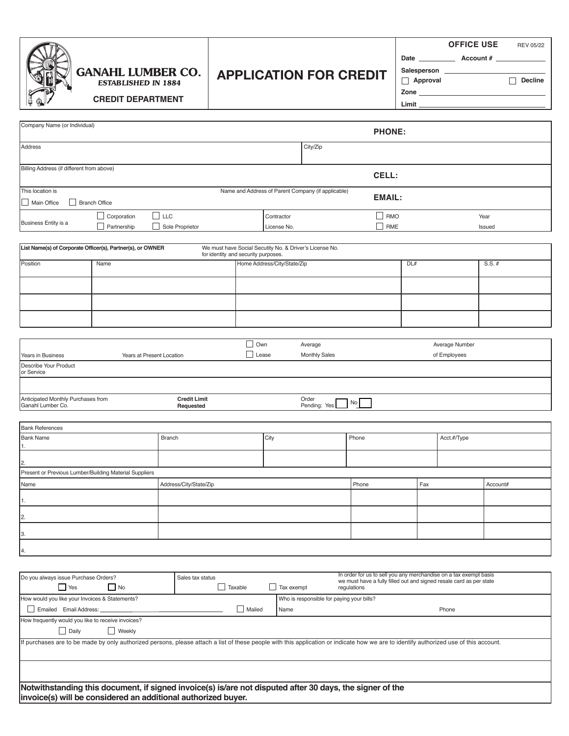**GANAHL LUMBER CO.**
*ESTABLISHED IN 1884*

**CREDIT DEPARTMENT**

# APPLICATION FOR CREDIT

**OFFICE USE** REV 05/22

**Date** __________ **Account #** ______________

**Salesperson** ______________________________

☐ **Approval** ☐ **Decline**

**Zone** ______________________________

**Limit** ______________________________

| | | | |
|---|---|---|---|
| Company Name (or Individual) | | | **PHONE:** |
| Address | | City/Zip | |
| Billing Address (if different from above) | | | **CELL:** |
| This location is ☐ Main Office ☐ Branch Office | | Name and Address of Parent Company (if applicable) | **EMAIL:** |
| Business Entity is a | ☐ Corporation ☐ LLC ☐ Partnership ☐ Sole Proprietor | Contractor License No. | ☐ RMO ☐ RME Year Issued |

**List Name(s) of Corporate Officer(s), Partner(s), or OWNER** — We must have Social Secutity No. & Driver's License No. for identity and security purposes.

| Position | Name | Home Address/City/State/Zip | DL# | S.S. # |
|---|---|---|---|---|
| | | | | |
| | | | | |
| | | | | |

| | | | | |
|---|---|---|---|---|
| Years in Business | Years at Present Location | ☐ Own ☐ Lease | Average Monthly Sales | Average Number of Employees |
| Describe Your Product or Service | | | | |
| | | | | |
| Anticipated Monthly Purchases from Ganahl Lumber Co. | **Credit Limit Requested** | | Order Pending: Yes ☐ No ☐ | |

**Bank References**

| Bank Name | Branch | City | Phone | Acct.#/Type |
|---|---|---|---|---|
| 1. | | | | |
| 2. | | | | |

**Present or Previous Lumber/Building Material Suppliers**

| Name | Address/City/State/Zip | Phone | Fax | Account# |
|---|---|---|---|---|
| 1. | | | | |
| 2. | | | | |
| 3. | | | | |
| 4. | | | | |

| | | |
|---|---|---|
| Do you always issue Purchase Orders? ☐ Yes ☐ No | Sales tax status ☐ Taxable ☐ Tax exempt | In order for us to sell you any merchandise on a tax exempt basis we must have a fully filled out and signed resale card as per state regulations |
| How would you like your Invoices & Statements? ☐ Emailed Email Address: ____________ ☐ Mailed | | Who is responsible for paying your bills? Name Phone |
| How frequently would you like to receive invoices? ☐ Daily ☐ Weekly | | |

If purchases are to be made by only authorized persons, please attach a list of these people with this application or indicate how we are to identify authorized use of this account.

**Notwithstanding this document, if signed invoice(s) is/are not disputed after 30 days, the signer of the invoice(s) will be considered an additional authorized buyer.**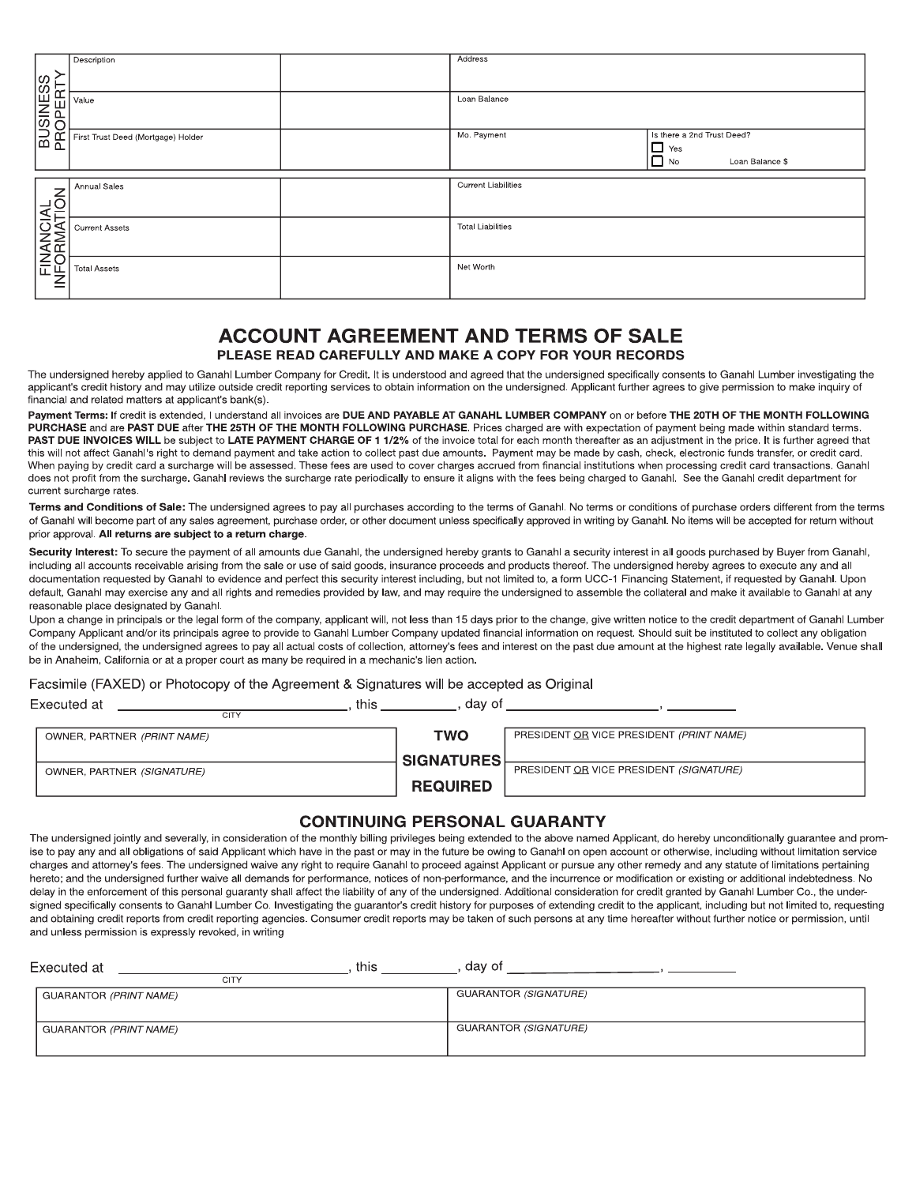| BUSINESS PROPERTY | | | |
|---|---|---|---|
| Description | | Address | |
| Value | | Loan Balance | |
| First Trust Deed (Mortgage) Holder | | Mo. Payment | Is there a 2nd Trust Deed? ☐ Yes ☐ No Loan Balance $ |

| FINANCIAL INFORMATION | | | |
|---|---|---|---|
| Annual Sales | | Current Liabilities | |
| Current Assets | | Total Liabilities | |
| Total Assets | | Net Worth | |

## ACCOUNT AGREEMENT AND TERMS OF SALE

### PLEASE READ CAREFULLY AND MAKE A COPY FOR YOUR RECORDS

The undersigned hereby applied to Ganahl Lumber Company for Credit. It is understood and agreed that the undersigned specifically consents to Ganahl Lumber investigating the applicant's credit history and may utilize outside credit reporting services to obtain information on the undersigned. Applicant further agrees to give permission to make inquiry of financial and related matters at applicant's bank(s).

**Payment Terms:** If credit is extended, I understand all invoices are **DUE AND PAYABLE AT GANAHL LUMBER COMPANY** on or before **THE 20TH OF THE MONTH FOLLOWING PURCHASE** and are **PAST DUE** after **THE 25TH OF THE MONTH FOLLOWING PURCHASE**. Prices charged are with expectation of payment being made within standard terms. **PAST DUE INVOICES WILL** be subject to **LATE PAYMENT CHARGE OF 1 1/2%** of the invoice total for each month thereafter as an adjustment in the price. It is further agreed that this will not affect Ganahl's right to demand payment and take action to collect past due amounts. Payment may be made by cash, check, electronic funds transfer, or credit card. When paying by credit card a surcharge will be assessed. These fees are used to cover charges accrued from financial institutions when processing credit card transactions. Ganahl does not profit from the surcharge. Ganahl reviews the surcharge rate periodically to ensure it aligns with the fees being charged to Ganahl. See the Ganahl credit department for current surcharge rates.

**Terms and Conditions of Sale:** The undersigned agrees to pay all purchases according to the terms of Ganahl. No terms or conditions of purchase orders different from the terms of Ganahl will become part of any sales agreement, purchase order, or other document unless specifically approved in writing by Ganahl. No items will be accepted for return without prior approval. **All returns are subject to a return charge.**

**Security Interest:** To secure the payment of all amounts due Ganahl, the undersigned hereby grants to Ganahl a security interest in all goods purchased by Buyer from Ganahl, including all accounts receivable arising from the sale or use of said goods, insurance proceeds and products thereof. The undersigned hereby agrees to execute any and all documentation requested by Ganahl to evidence and perfect this security interest including, but not limited to, a form UCC-1 Financing Statement, if requested by Ganahl. Upon default, Ganahl may exercise any and all rights and remedies provided by law, and may require the undersigned to assemble the collateral and make it available to Ganahl at any reasonable place designated by Ganahl.

Upon a change in principals or the legal form of the company, applicant will, not less than 15 days prior to the change, give written notice to the credit department of Ganahl Lumber Company Applicant and/or its principals agree to provide to Ganahl Lumber Company updated financial information on request. Should suit be instituted to collect any obligation of the undersigned, the undersigned agrees to pay all actual costs of collection, attorney's fees and interest on the past due amount at the highest rate legally available. **Venue shall be in Anaheim, California or at a proper court as many be required in a mechanic's lien action.**

Facsimile (FAXED) or Photocopy of the Agreement & Signatures will be accepted as Original

Executed at ______________________ (CITY), this ________, day of ________________, ________

| | | |
|---|---|---|
| OWNER, PARTNER *(PRINT NAME)* | **TWO SIGNATURES REQUIRED** | PRESIDENT OR VICE PRESIDENT *(PRINT NAME)* |
| OWNER, PARTNER *(SIGNATURE)* | | PRESIDENT OR VICE PRESIDENT *(SIGNATURE)* |

## CONTINUING PERSONAL GUARANTY

The undersigned jointly and severally, in consideration of the monthly billing privileges being extended to the above named Applicant, do hereby unconditionally guarantee and promise to pay any and all obligations of said Applicant which have in the past or may in the future be owing to Ganahl on open account or otherwise, including without limitation service charges and attorney's fees. The undersigned waive any right to require Ganahl to proceed against Applicant or pursue any other remedy and any statute of limitations pertaining hereto; and the undersigned further waive all demands for performance, notices of non-performance, and the incurrence or modification or existing or additional indebtedness. No delay in the enforcement of this personal guaranty shall affect the liability of any of the undersigned. Additional consideration for credit granted by Ganahl Lumber Co., the undersigned specifically consents to Ganahl Lumber Co. Investigating the guarantor's credit history for purposes of extending credit to the applicant, including but not limited to, requesting and obtaining credit reports from credit reporting agencies. Consumer credit reports may be taken of such persons at any time hereafter without further notice or permission, until and unless permission is expressly revoked, in writing

Executed at ______________________ (CITY), this ________, day of ________________, ________

| | |
|---|---|
| GUARANTOR *(PRINT NAME)* | GUARANTOR *(SIGNATURE)* |
| GUARANTOR *(PRINT NAME)* | GUARANTOR *(SIGNATURE)* |